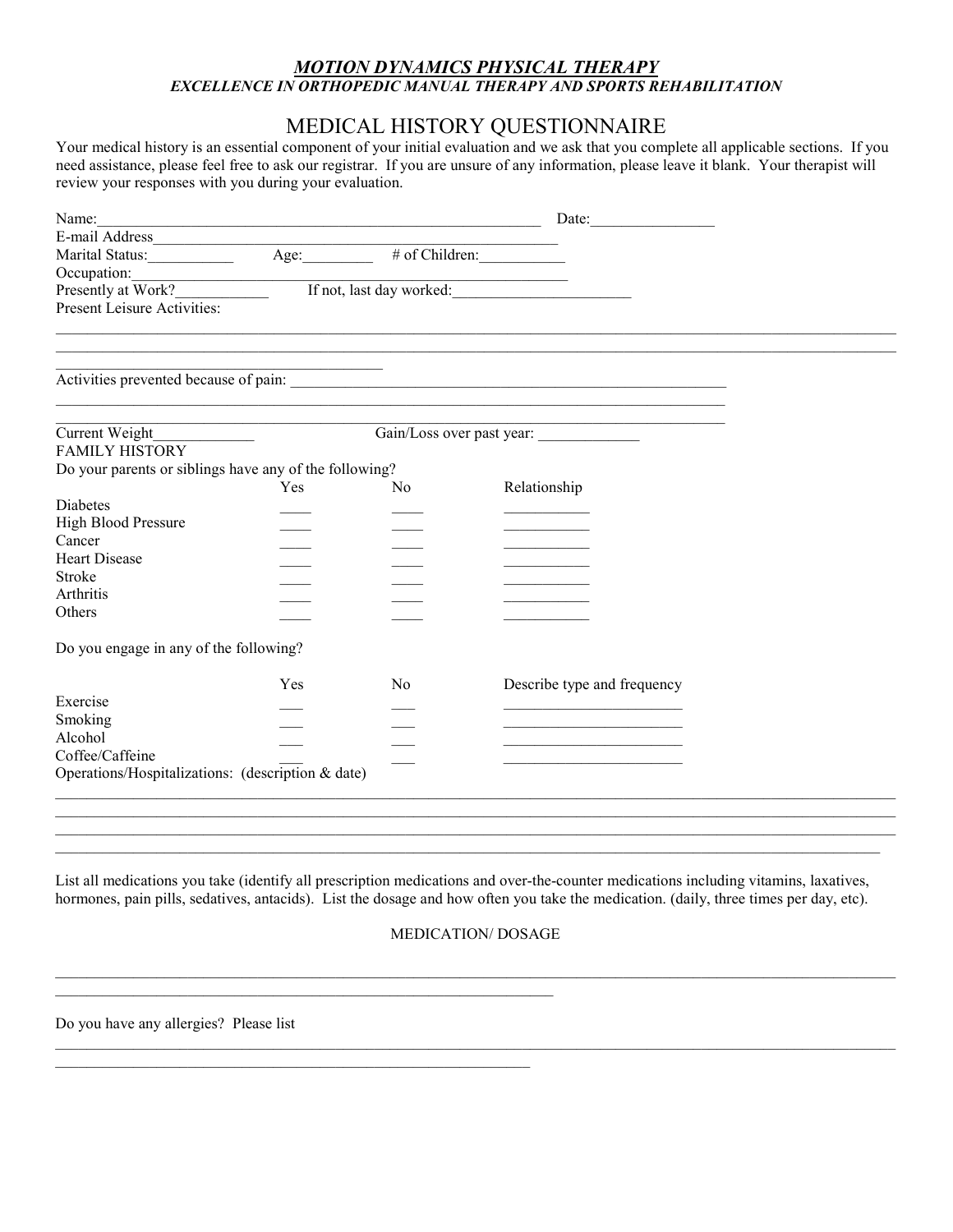***MOTION DYNAMICS PHYSICAL THERAPY***

***EXCELLENCE IN ORTHOPEDIC MANUAL THERAPY AND SPORTS REHABILITATION***

# MEDICAL HISTORY QUESTIONNAIRE

Your medical history is an essential component of your initial evaluation and we ask that you complete all applicable sections. If you need assistance, please feel free to ask our registrar. If you are unsure of any information, please leave it blank. Your therapist will review your responses with you during your evaluation.

Name:___________________________________________________________ Date:________________

E-mail Address___________________________________________________

Marital Status:___________ Age:_________ # of Children:___________

Occupation:______________________________________________________

Presently at Work?____________ If not, last day worked:_______________________

Present Leisure Activities:

_____________________________________________________________________________________________________

_____________________________________________________________________________________________________

_____________________________________________

Activities prevented because of pain: ___________________________________________________________

_____________________________________________________________________________________________

_____________________________________________________________________________________________

Current Weight_____________ Gain/Loss over past year: _____________

FAMILY HISTORY

Do your parents or siblings have any of the following?

| | Yes | No | Relationship |
|---|---|---|---|
| Diabetes | ____ | ____ | ___________ |
| High Blood Pressure | ____ | ____ | ___________ |
| Cancer | ____ | ____ | ___________ |
| Heart Disease | ____ | ____ | ___________ |
| Stroke | ____ | ____ | ___________ |
| Arthritis | ____ | ____ | ___________ |
| Others | ____ | ____ | ___________ |

Do you engage in any of the following?

| | Yes | No | Describe type and frequency |
|---|---|---|---|
| Exercise | ___ | ___ | _______________________ |
| Smoking | ___ | ___ | _______________________ |
| Alcohol | ___ | ___ | _______________________ |
| Coffee/Caffeine | ___ | ___ | _______________________ |

Operations/Hospitalizations: (description & date)

_____________________________________________________________________________________________________

_____________________________________________________________________________________________________

_____________________________________________________________________________________________________

_____________________________________________________________________________________________________

List all medications you take (identify all prescription medications and over-the-counter medications including vitamins, laxatives, hormones, pain pills, sedatives, antacids). List the dosage and how often you take the medication. (daily, three times per day, etc).

MEDICATION/ DOSAGE

_____________________________________________________________________________________________________

_________________________________________________________________

Do you have any allergies? Please list

_____________________________________________________________________________________________________

______________________________________________________________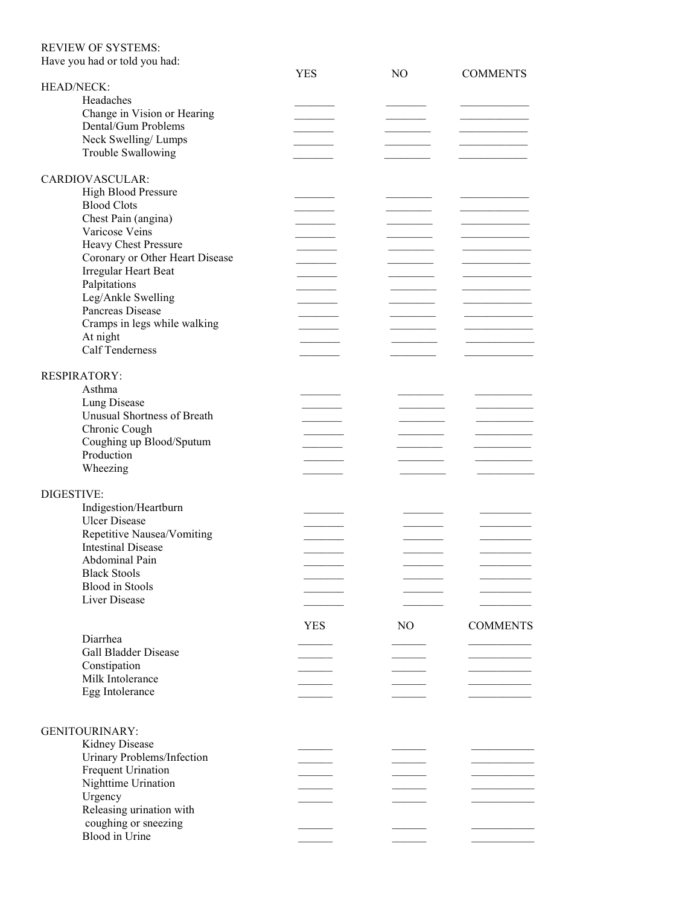REVIEW OF SYSTEMS:
Have you had or told you had:

| | YES | NO | COMMENTS |
|---|---|---|---|
| **HEAD/NECK:** | | | |
| Headaches | _______ | _______ | ____________ |
| Change in Vision or Hearing | _______ | _______ | ____________ |
| Dental/Gum Problems | _______ | _______ | ____________ |
| Neck Swelling/ Lumps | _______ | _______ | ____________ |
| Trouble Swallowing | _______ | _______ | ____________ |
| **CARDIOVASCULAR:** | | | |
| High Blood Pressure | _______ | _______ | ____________ |
| Blood Clots | _______ | _______ | ____________ |
| Chest Pain (angina) | _______ | _______ | ____________ |
| Varicose Veins | _______ | _______ | ____________ |
| Heavy Chest Pressure | _______ | _______ | ____________ |
| Coronary or Other Heart Disease | _______ | _______ | ____________ |
| Irregular Heart Beat | _______ | _______ | ____________ |
| Palpitations | _______ | _______ | ____________ |
| Leg/Ankle Swelling | _______ | _______ | ____________ |
| Pancreas Disease | _______ | _______ | ____________ |
| Cramps in legs while walking | _______ | _______ | ____________ |
| At night | _______ | _______ | ____________ |
| Calf Tenderness | _______ | _______ | ____________ |
| **RESPIRATORY:** | | | |
| Asthma | _______ | _______ | ____________ |
| Lung Disease | _______ | _______ | ____________ |
| Unusual Shortness of Breath | _______ | _______ | ____________ |
| Chronic Cough | _______ | _______ | ____________ |
| Coughing up Blood/Sputum | _______ | _______ | ____________ |
| Production | _______ | _______ | ____________ |
| Wheezing | _______ | _______ | ____________ |
| **DIGESTIVE:** | | | |
| Indigestion/Heartburn | _______ | _______ | ____________ |
| Ulcer Disease | _______ | _______ | ____________ |
| Repetitive Nausea/Vomiting | _______ | _______ | ____________ |
| Intestinal Disease | _______ | _______ | ____________ |
| Abdominal Pain | _______ | _______ | ____________ |
| Black Stools | _______ | _______ | ____________ |
| Blood in Stools | _______ | _______ | ____________ |
| Liver Disease | _______ | _______ | ____________ |

| | YES | NO | COMMENTS |
|---|---|---|---|
| Diarrhea | ______ | ______ | ___________ |
| Gall Bladder Disease | ______ | ______ | ___________ |
| Constipation | ______ | ______ | ___________ |
| Milk Intolerance | ______ | ______ | ___________ |
| Egg Intolerance | ______ | ______ | ___________ |
| **GENITOURINARY:** | | | |
| Kidney Disease | ______ | ______ | ___________ |
| Urinary Problems/Infection | ______ | ______ | ___________ |
| Frequent Urination | ______ | ______ | ___________ |
| Nighttime Urination | ______ | ______ | ___________ |
| Urgency | ______ | ______ | ___________ |
| Releasing urination with coughing or sneezing | ______ | ______ | ___________ |
| Blood in Urine | ______ | ______ | ___________ |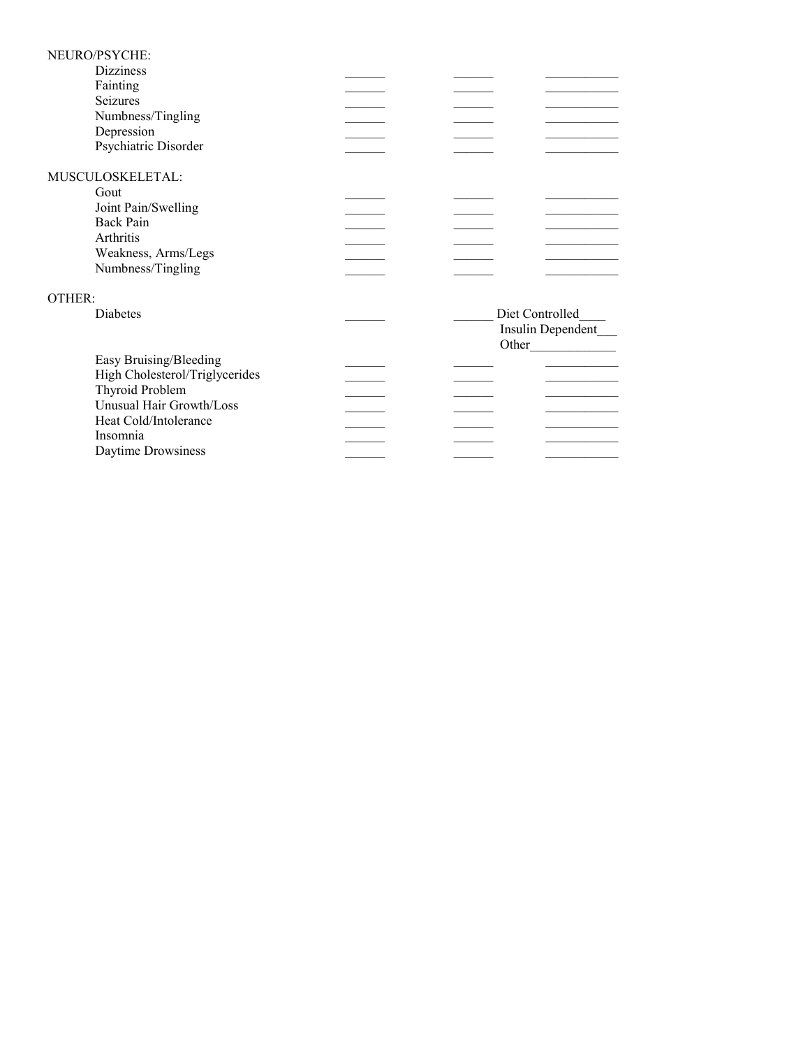NEURO/PSYCHE:

| | | | |
|---|---|---|---|
| Dizziness | ______ | ______ | ___________ |
| Fainting | ______ | ______ | ___________ |
| Seizures | ______ | ______ | ___________ |
| Numbness/Tingling | ______ | ______ | ___________ |
| Depression | ______ | ______ | ___________ |
| Psychiatric Disorder | ______ | ______ | ___________ |

MUSCULOSKELETAL:

| | | | |
|---|---|---|---|
| Gout | ______ | ______ | ___________ |
| Joint Pain/Swelling | ______ | ______ | ___________ |
| Back Pain | ______ | ______ | ___________ |
| Arthritis | ______ | ______ | ___________ |
| Weakness, Arms/Legs | ______ | ______ | ___________ |
| Numbness/Tingling | ______ | ______ | ___________ |

OTHER:

| | | | |
|---|---|---|---|
| Diabetes | ______ | ______ | Diet Controlled____ Insulin Dependent___ Other_____________ |
| Easy Bruising/Bleeding | ______ | ______ | ___________ |
| High Cholesterol/Triglycerides | ______ | ______ | ___________ |
| Thyroid Problem | ______ | ______ | ___________ |
| Unusual Hair Growth/Loss | ______ | ______ | ___________ |
| Heat Cold/Intolerance | ______ | ______ | ___________ |
| Insomnia | ______ | ______ | ___________ |
| Daytime Drowsiness | ______ | ______ | ___________ |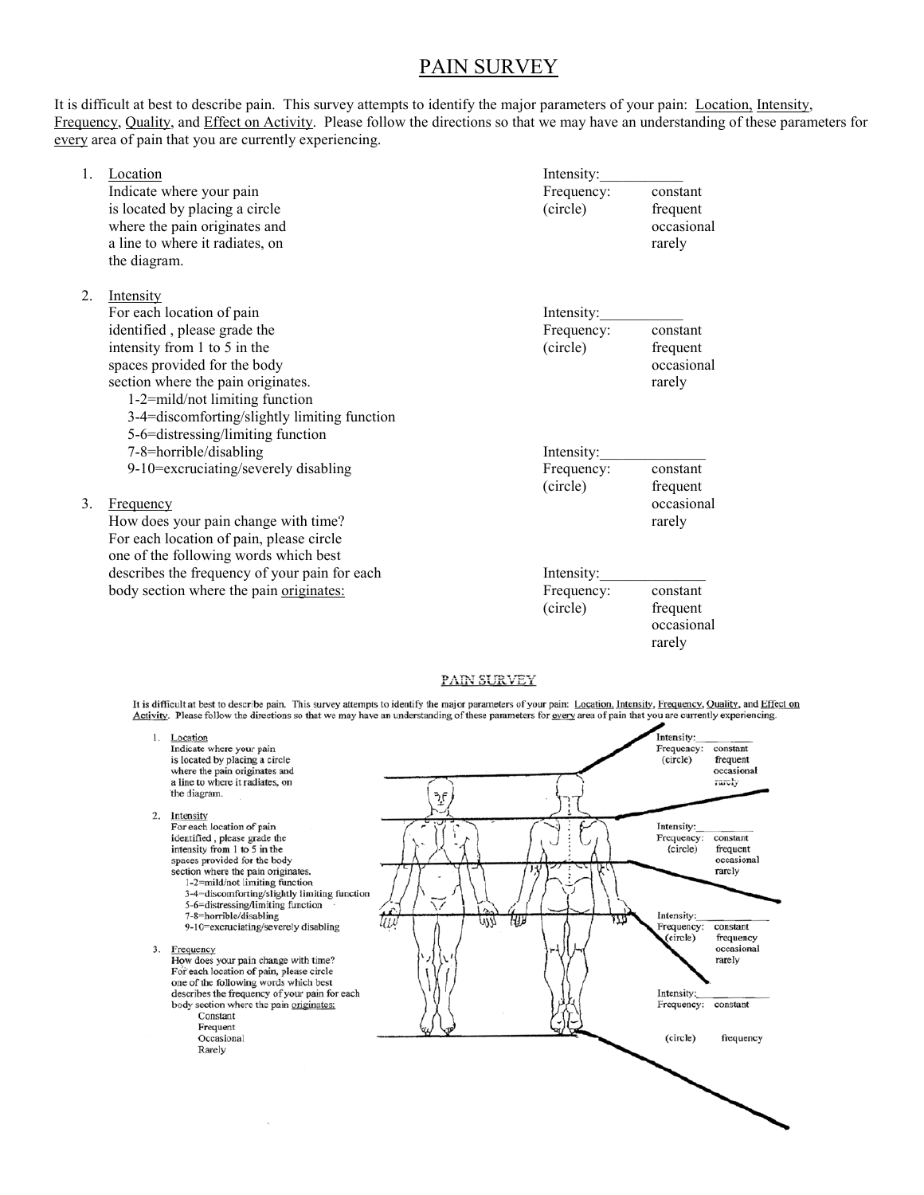# PAIN SURVEY

It is difficult at best to describe pain. This survey attempts to identify the major parameters of your pain: Location, Intensity, Frequency, Quality, and Effect on Activity. Please follow the directions so that we may have an understanding of these parameters for every area of pain that you are currently experiencing.

1. Location
   Indicate where your pain is located by placing a circle where the pain originates and a line to where it radiates, on the diagram.

2. Intensity
   For each location of pain identified , please grade the intensity from 1 to 5 in the spaces provided for the body section where the pain originates.
   - 1-2=mild/not limiting function
   - 3-4=discomforting/slightly limiting function
   - 5-6=distressing/limiting function
   - 7-8=horrible/disabling
   - 9-10=excruciating/severely disabling

3. Frequency
   How does your pain change with time? For each location of pain, please circle one of the following words which best describes the frequency of your pain for each body section where the pain originates:

Intensity:___________
Frequency: (circle) constant frequent occasional rarely

Intensity:___________
Frequency: (circle) constant frequent occasional rarely

Intensity:______________
Frequency: (circle) constant frequent occasional rarely

Intensity:______________
Frequency: (circle) constant frequent occasional rarely

PAIN SURVEY

It is difficult at best to describe pain. This survey attempts to identify the major parameters of your pain: Location, Intensity, Frequency, Quality, and Effect on Activity. Please follow the directions so that we may have an understanding of these parameters for every area of pain that you are currently experiencing.

1. Location
   Indicate where your pain is located by placing a circle where the pain originates and a line to where it radiates, on the diagram.

2. Intensity
   For each location of pain identified , please grade the intensity from 1 to 5 in the spaces provided for the body section where the pain originates.
   - 1-2=mild/not limiting function
   - 3-4=discomforting/slightly limiting function
   - 5-6=distressing/limiting function
   - 7-8=horrible/disabling
   - 9-10=excruciating/severely disabling

3. Frequency
   How does your pain change with time? For each location of pain, please circle one of the following words which best describes the frequency of your pain for each body section where the pain originates:
   - Constant
   - Frequent
   - Occasional
   - Rarely

Intensity:__________
Frequency: (circle) constant frequent occasional rarely

Intensity:__________
Frequency: (circle) constant frequent occasional rarely

Intensity:__________
Frequency: (circle) constant frequency occasional rarely

Intensity:__________
Frequency: constant
(circle) frequency